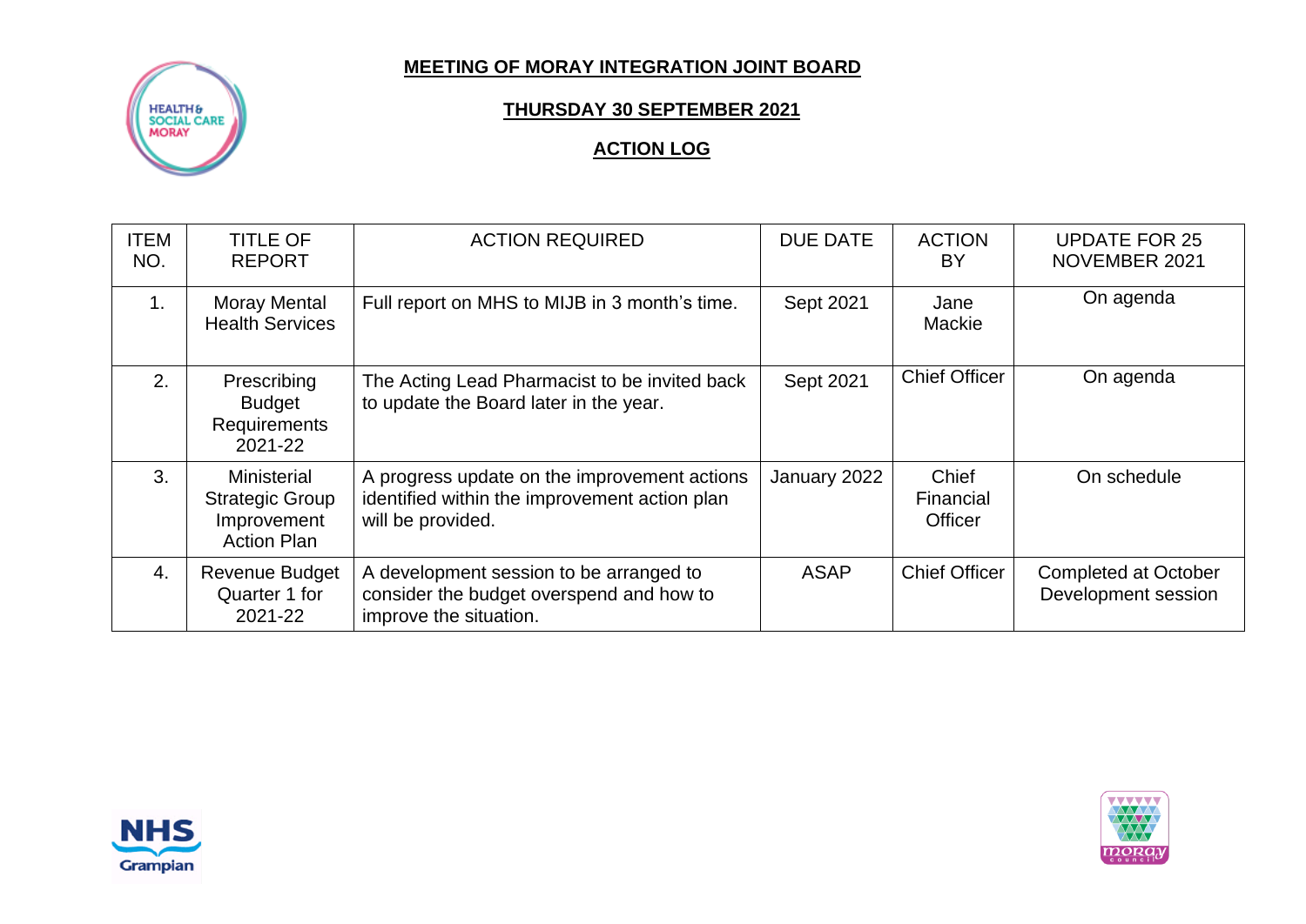# MEETING OF MORAY INTEGRATION JOINT BOARD

## THURSDAY 30 SEPTEMBER 2021

## ACTION LOG

| ITEM NO. | TITLE OF REPORT | ACTION REQUIRED | DUE DATE | ACTION BY | UPDATE FOR 25 NOVEMBER 2021 |
|---|---|---|---|---|---|
| 1. | Moray Mental Health Services | Full report on MHS to MIJB in 3 month's time. | Sept 2021 | Jane Mackie | On agenda |
| 2. | Prescribing Budget Requirements 2021-22 | The Acting Lead Pharmacist to be invited back to update the Board later in the year. | Sept 2021 | Chief Officer | On agenda |
| 3. | Ministerial Strategic Group Improvement Action Plan | A progress update on the improvement actions identified within the improvement action plan will be provided. | January 2022 | Chief Financial Officer | On schedule |
| 4. | Revenue Budget Quarter 1 for 2021-22 | A development session to be arranged to consider the budget overspend and how to improve the situation. | ASAP | Chief Officer | Completed at October Development session |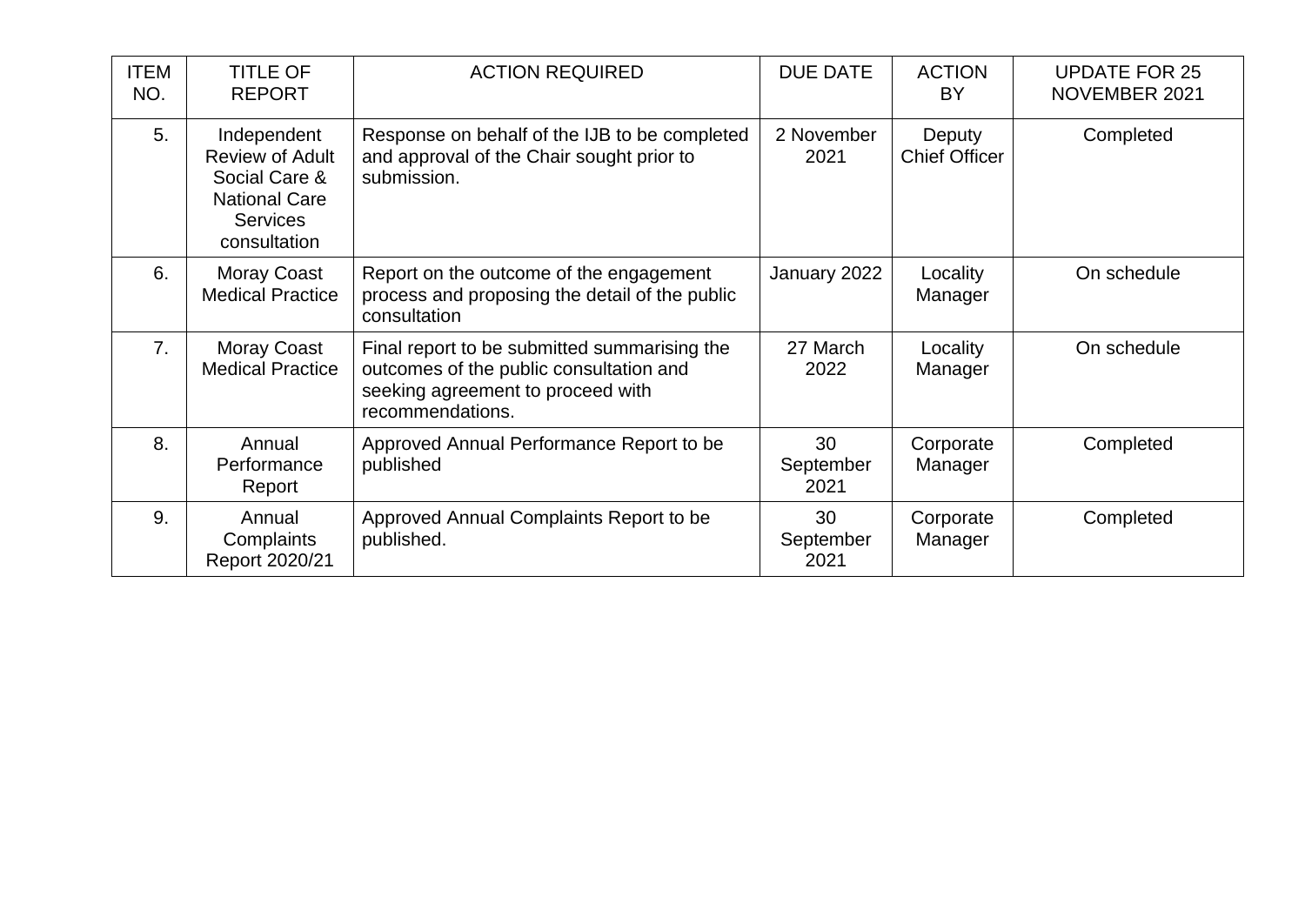| ITEM NO. | TITLE OF REPORT | ACTION REQUIRED | DUE DATE | ACTION BY | UPDATE FOR 25 NOVEMBER 2021 |
|---|---|---|---|---|---|
| 5. | Independent Review of Adult Social Care & National Care Services consultation | Response on behalf of the IJB to be completed and approval of the Chair sought prior to submission. | 2 November 2021 | Deputy Chief Officer | Completed |
| 6. | Moray Coast Medical Practice | Report on the outcome of the engagement process and proposing the detail of the public consultation | January 2022 | Locality Manager | On schedule |
| 7. | Moray Coast Medical Practice | Final report to be submitted summarising the outcomes of the public consultation and seeking agreement to proceed with recommendations. | 27 March 2022 | Locality Manager | On schedule |
| 8. | Annual Performance Report | Approved Annual Performance Report to be published | 30 September 2021 | Corporate Manager | Completed |
| 9. | Annual Complaints Report 2020/21 | Approved Annual Complaints Report to be published. | 30 September 2021 | Corporate Manager | Completed |